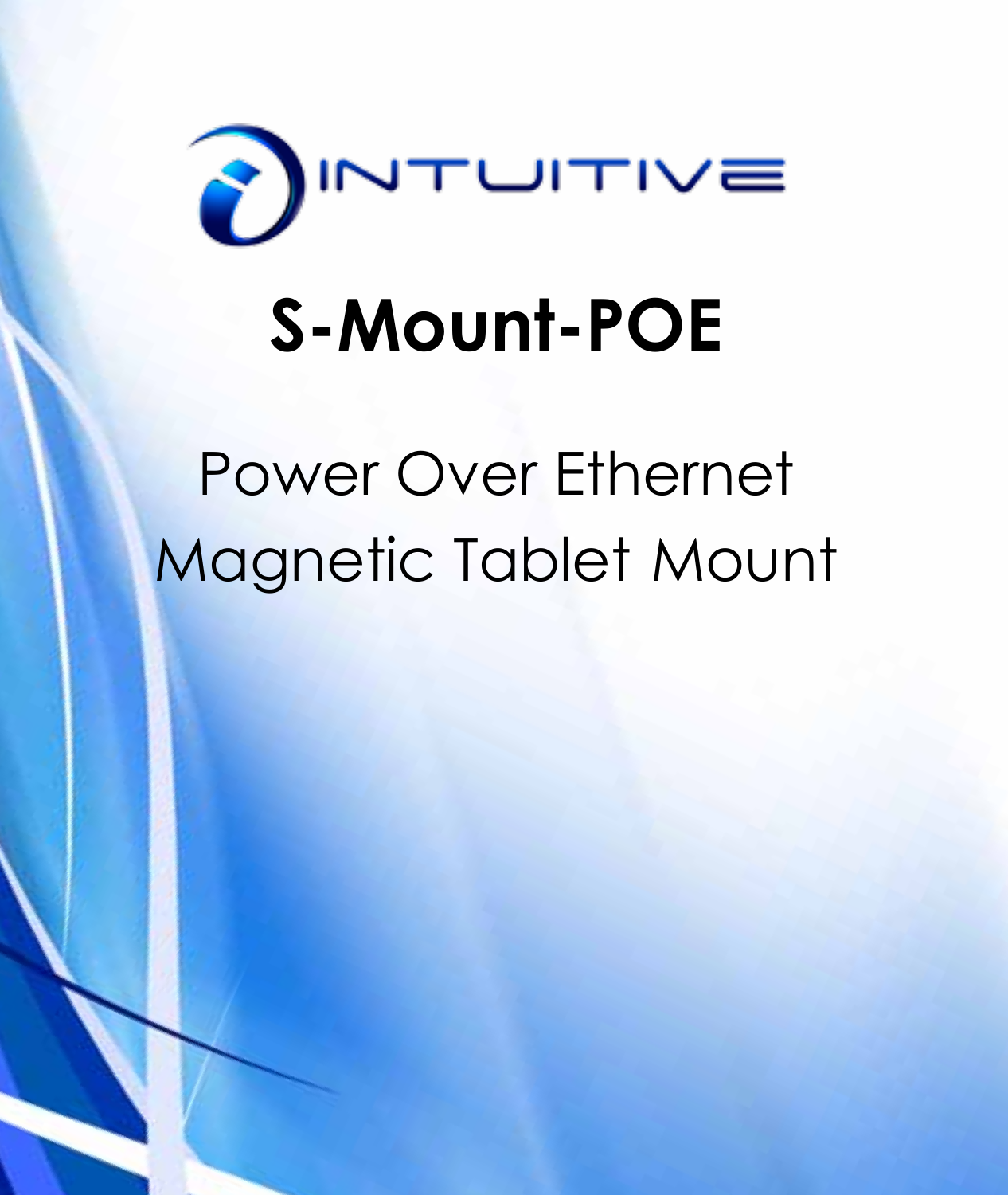INTUITIVE

# S-Mount-POE

Power Over Ethernet
Magnetic Tablet Mount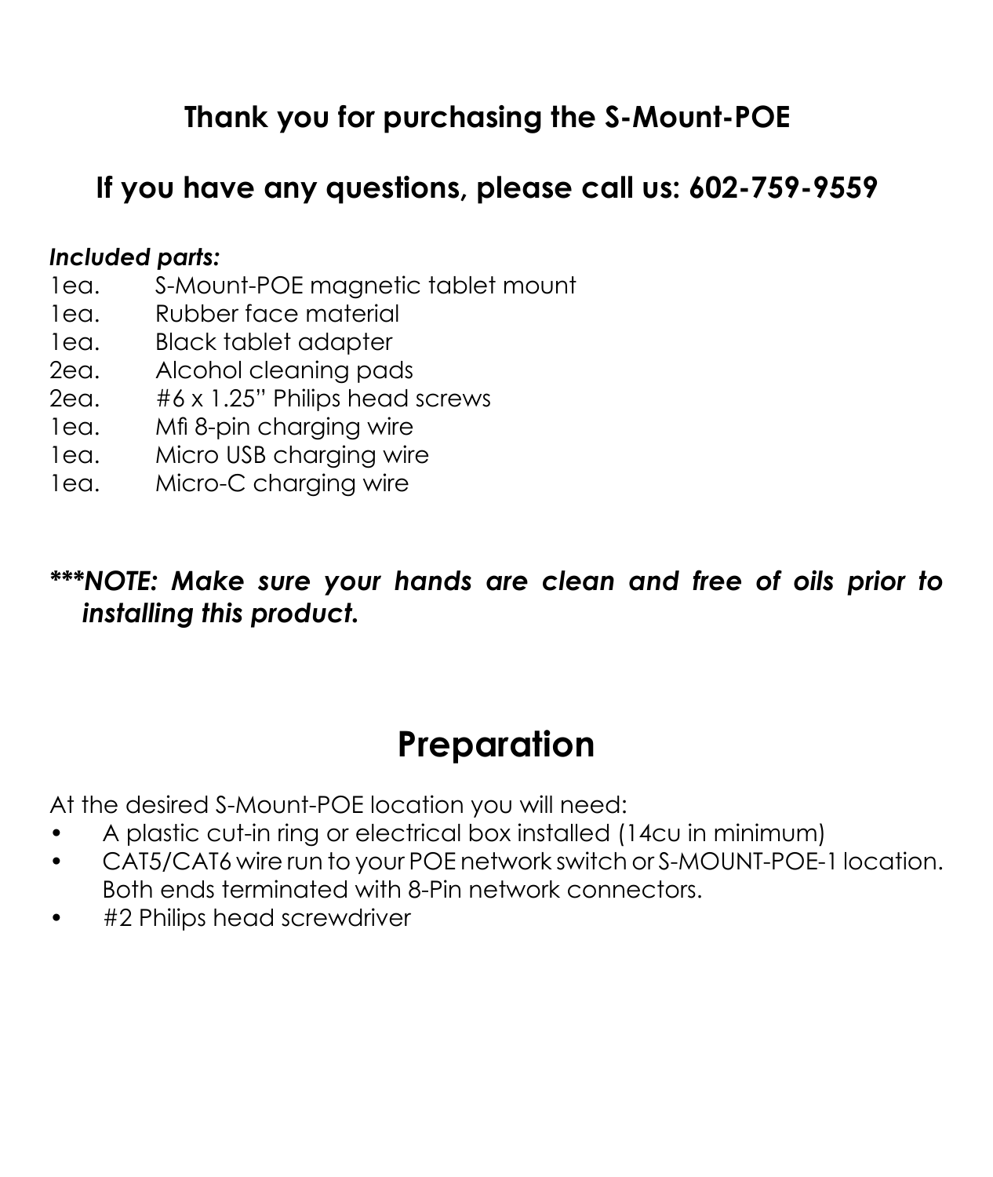## Thank you for purchasing the S-Mount-POE

## If you have any questions, please call us: 602-759-9559

***Included parts:***

| | |
|---|---|
| 1ea. | S-Mount-POE magnetic tablet mount |
| 1ea. | Rubber face material |
| 1ea. | Black tablet adapter |
| 2ea. | Alcohol cleaning pads |
| 2ea. | #6 x 1.25" Philips head screws |
| 1ea. | Mfi 8-pin charging wire |
| 1ea. | Micro USB charging wire |
| 1ea. | Micro-C charging wire |

***\*\*\*NOTE: Make sure your hands are clean and free of oils prior to installing this product.***

# Preparation

At the desired S-Mount-POE location you will need:

- A plastic cut-in ring or electrical box installed (14cu in minimum)
- CAT5/CAT6 wire run to your POE network switch or S-MOUNT-POE-1 location. Both ends terminated with 8-Pin network connectors.
- #2 Philips head screwdriver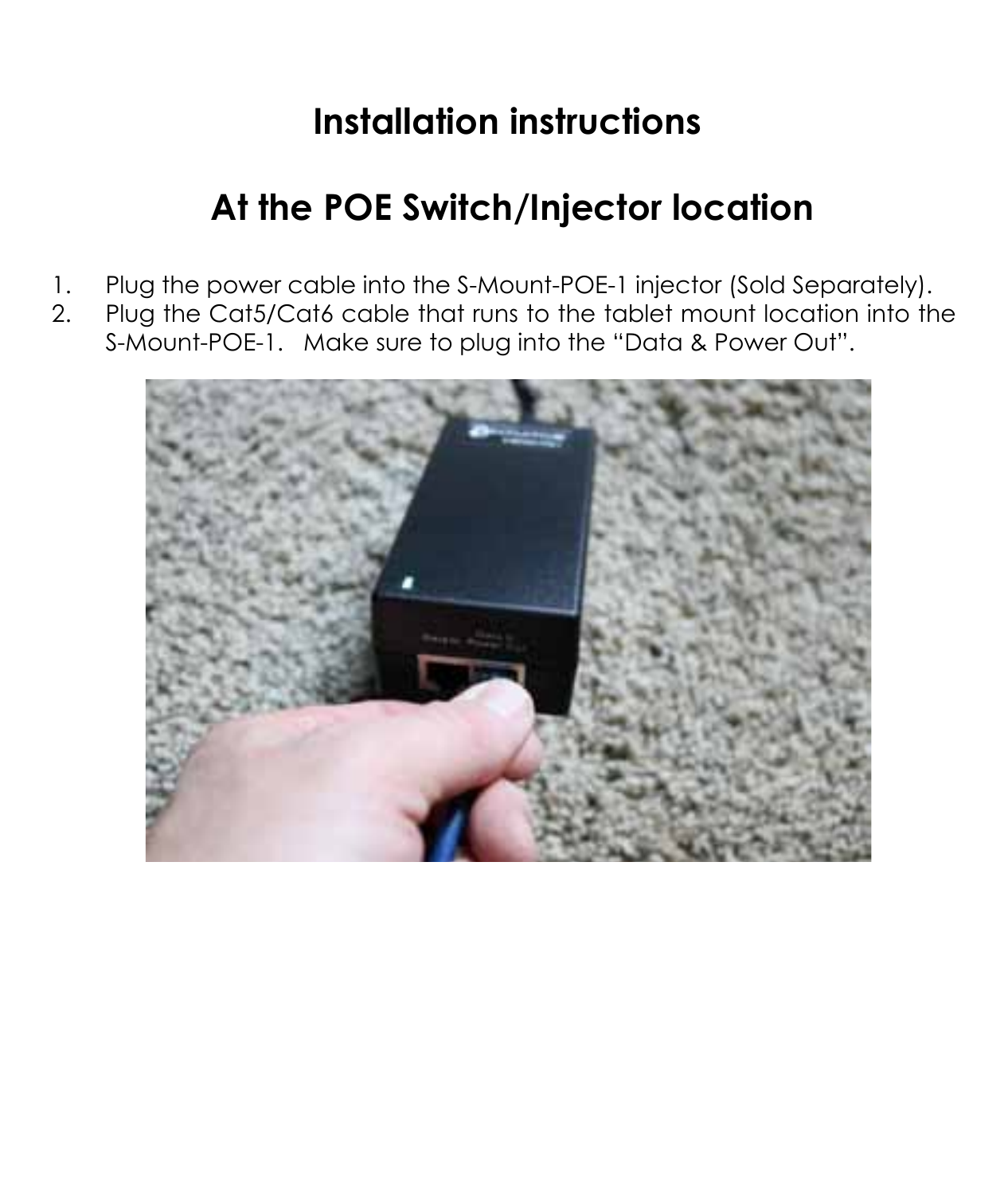# Installation instructions

## At the POE Switch/Injector location

1. Plug the power cable into the S-Mount-POE-1 injector (Sold Separately).
2. Plug the Cat5/Cat6 cable that runs to the tablet mount location into the S-Mount-POE-1. Make sure to plug into the "Data & Power Out".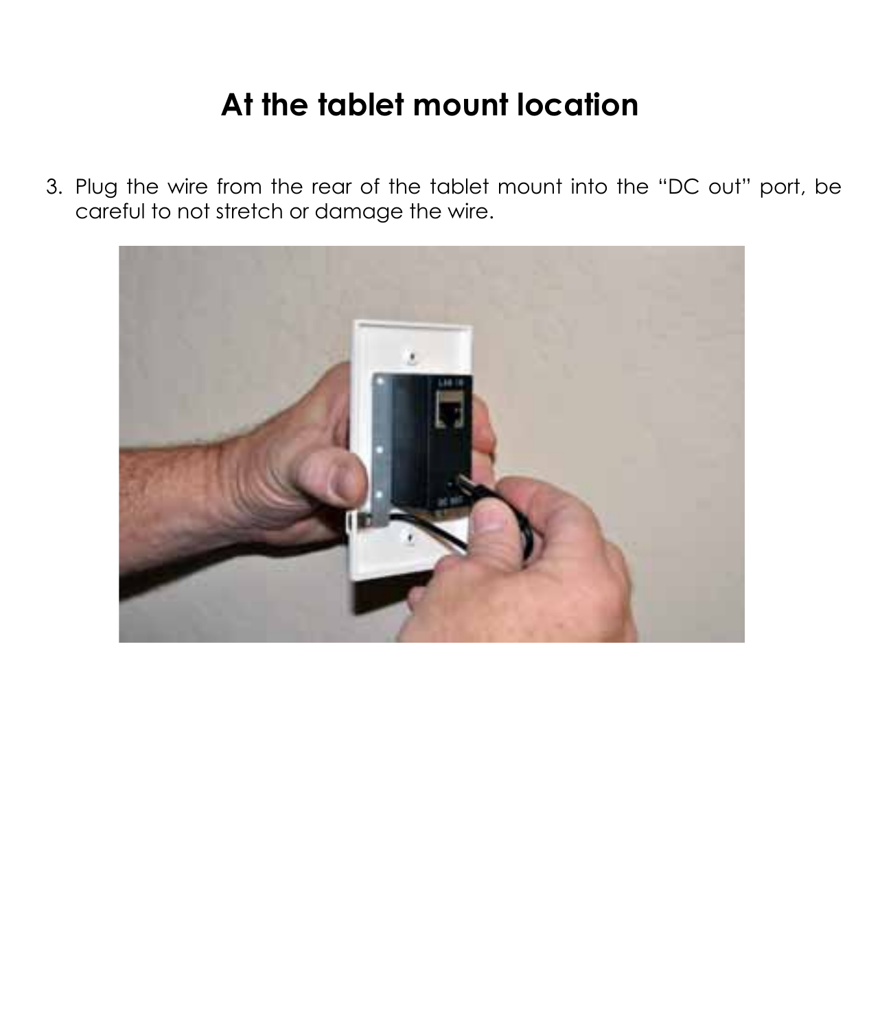# At the tablet mount location

3. Plug the wire from the rear of the tablet mount into the "DC out" port, be careful to not stretch or damage the wire.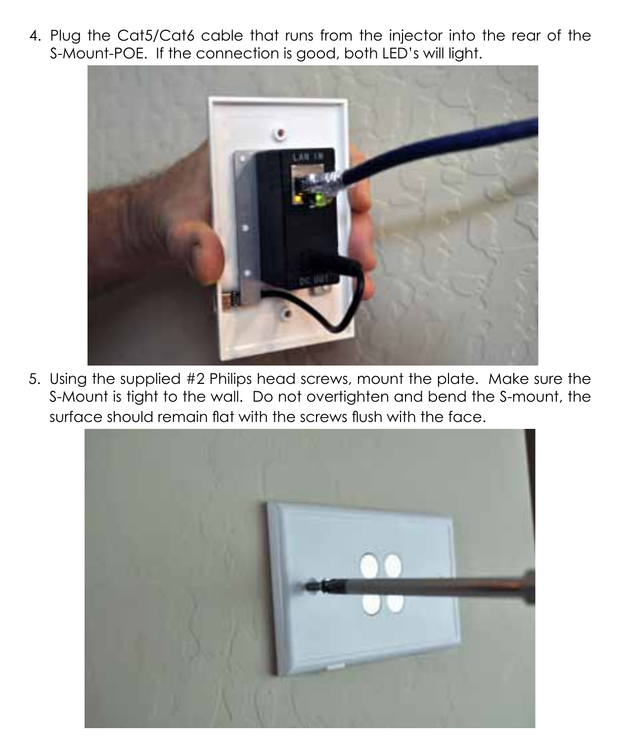4. Plug the Cat5/Cat6 cable that runs from the injector into the rear of the S-Mount-POE. If the connection is good, both LED's will light.

5. Using the supplied #2 Philips head screws, mount the plate. Make sure the S-Mount is tight to the wall. Do not overtighten and bend the S-mount, the surface should remain flat with the screws flush with the face.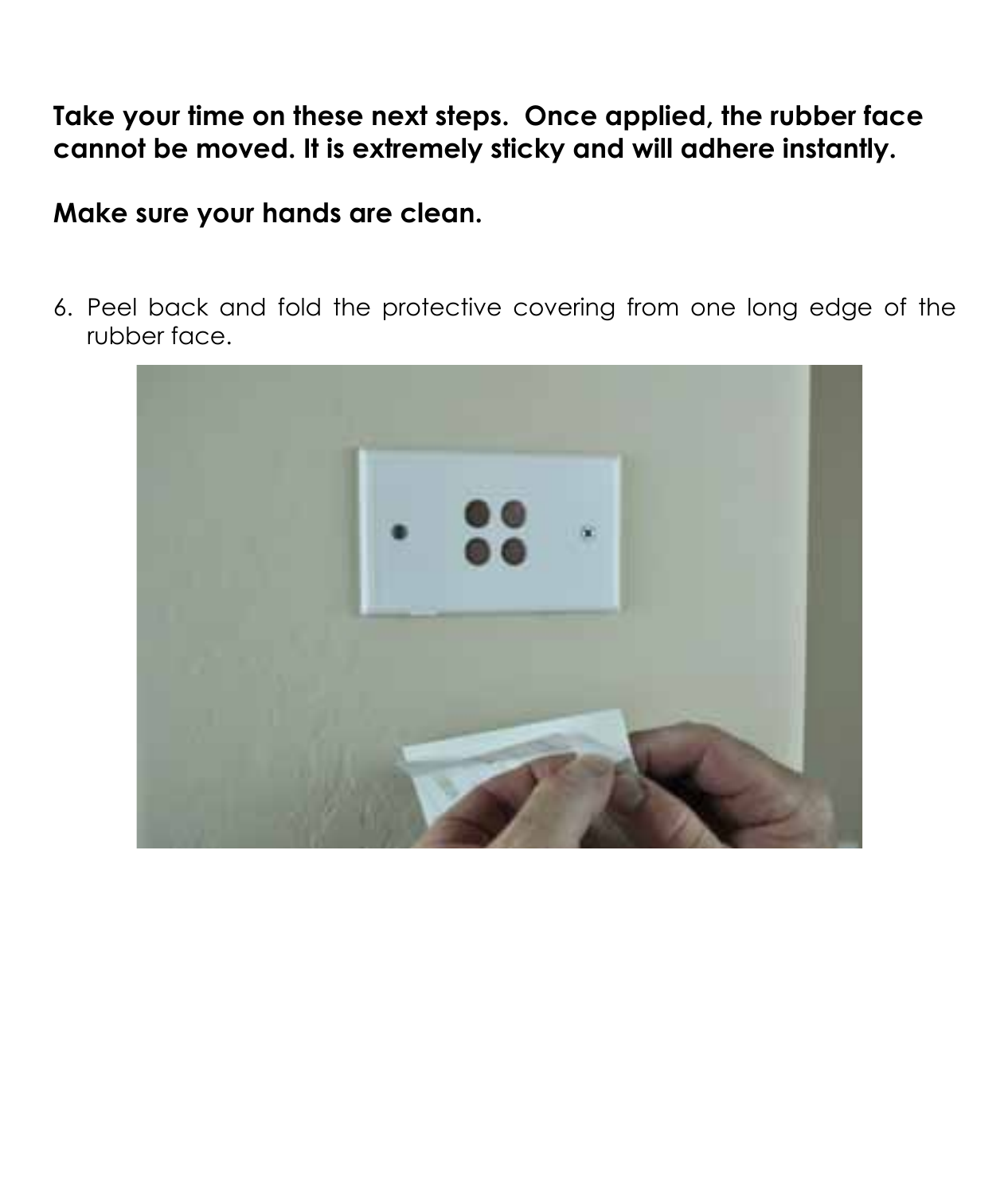**Take your time on these next steps. Once applied, the rubber face cannot be moved. It is extremely sticky and will adhere instantly.**

**Make sure your hands are clean.**

6. Peel back and fold the protective covering from one long edge of the rubber face.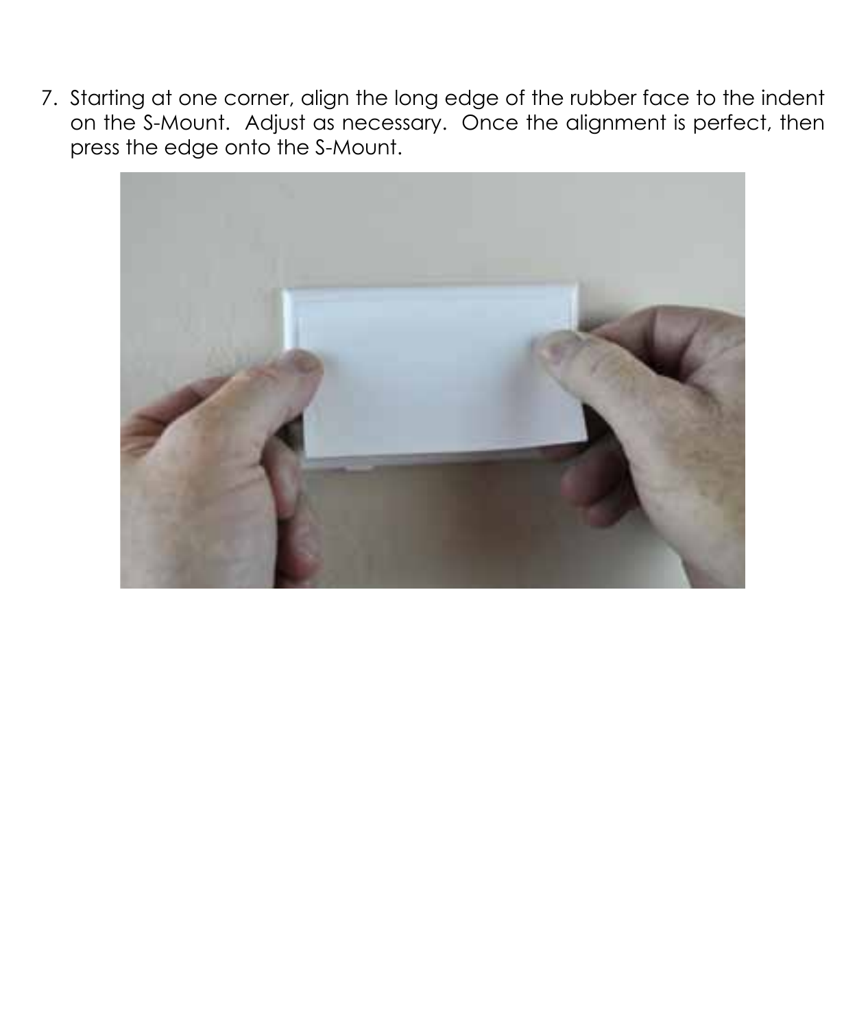7. Starting at one corner, align the long edge of the rubber face to the indent on the S-Mount. Adjust as necessary. Once the alignment is perfect, then press the edge onto the S-Mount.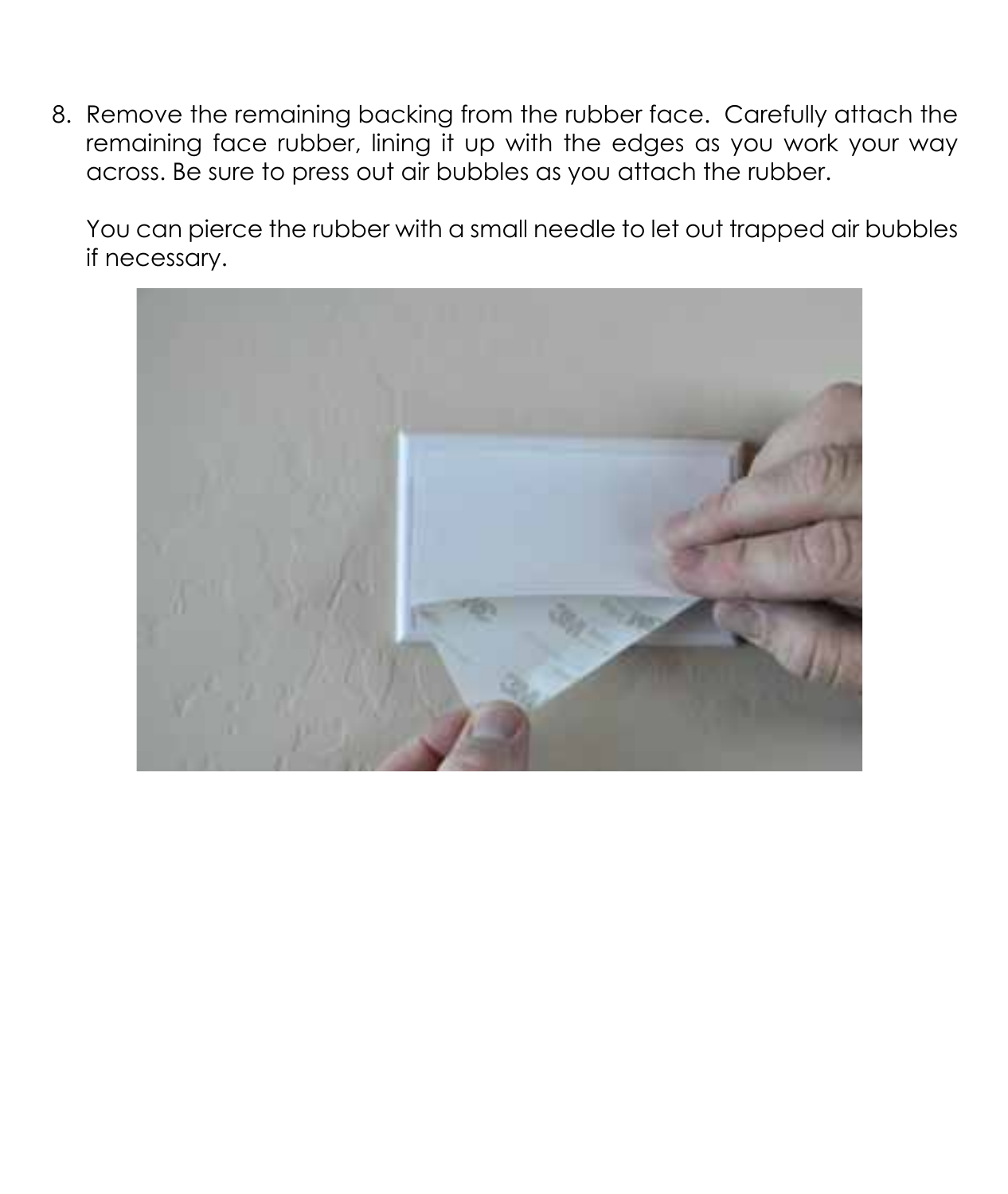8. Remove the remaining backing from the rubber face. Carefully attach the remaining face rubber, lining it up with the edges as you work your way across. Be sure to press out air bubbles as you attach the rubber.

   You can pierce the rubber with a small needle to let out trapped air bubbles if necessary.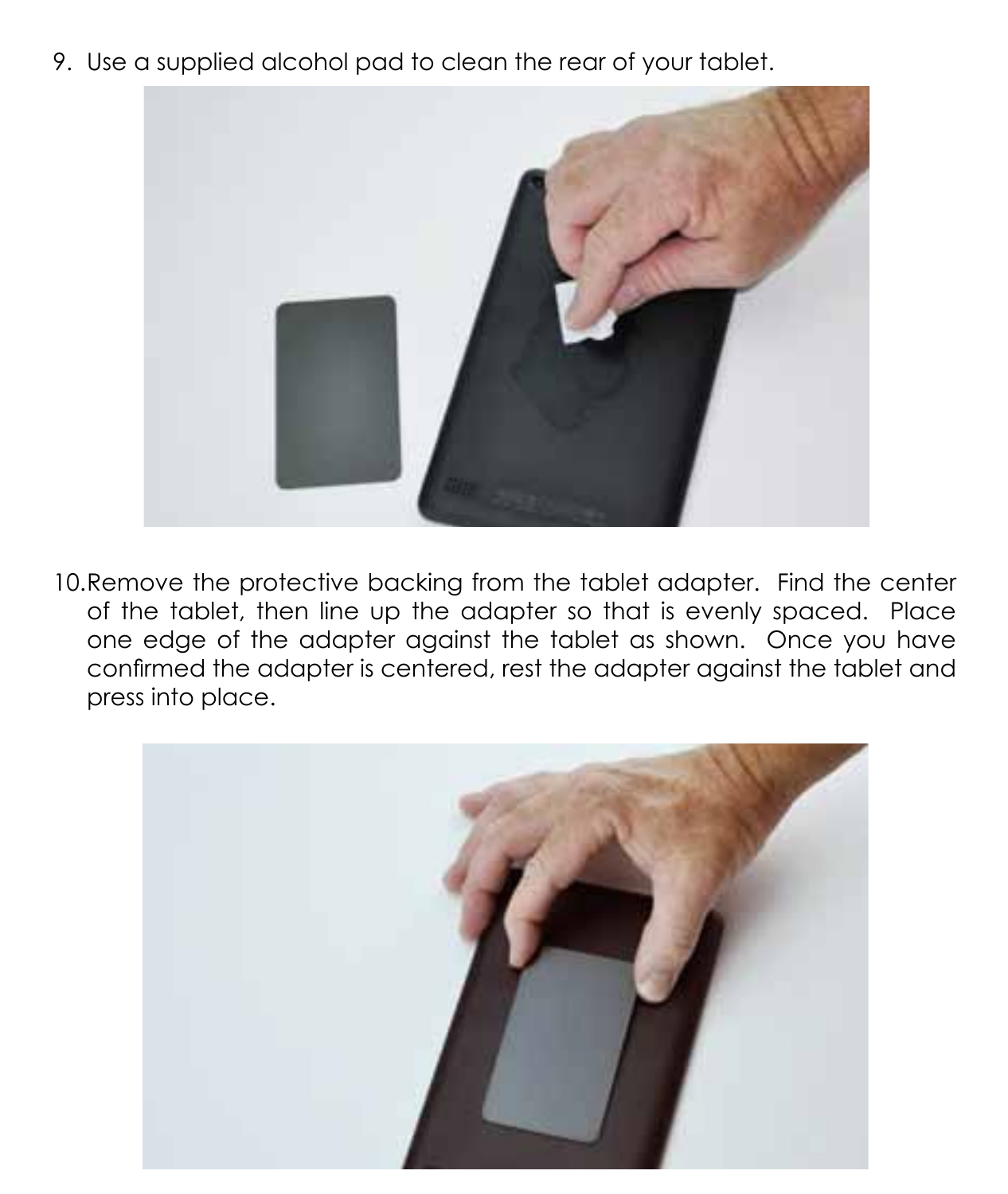9. Use a supplied alcohol pad to clean the rear of your tablet.

10. Remove the protective backing from the tablet adapter. Find the center of the tablet, then line up the adapter so that is evenly spaced. Place one edge of the adapter against the tablet as shown. Once you have confirmed the adapter is centered, rest the adapter against the tablet and press into place.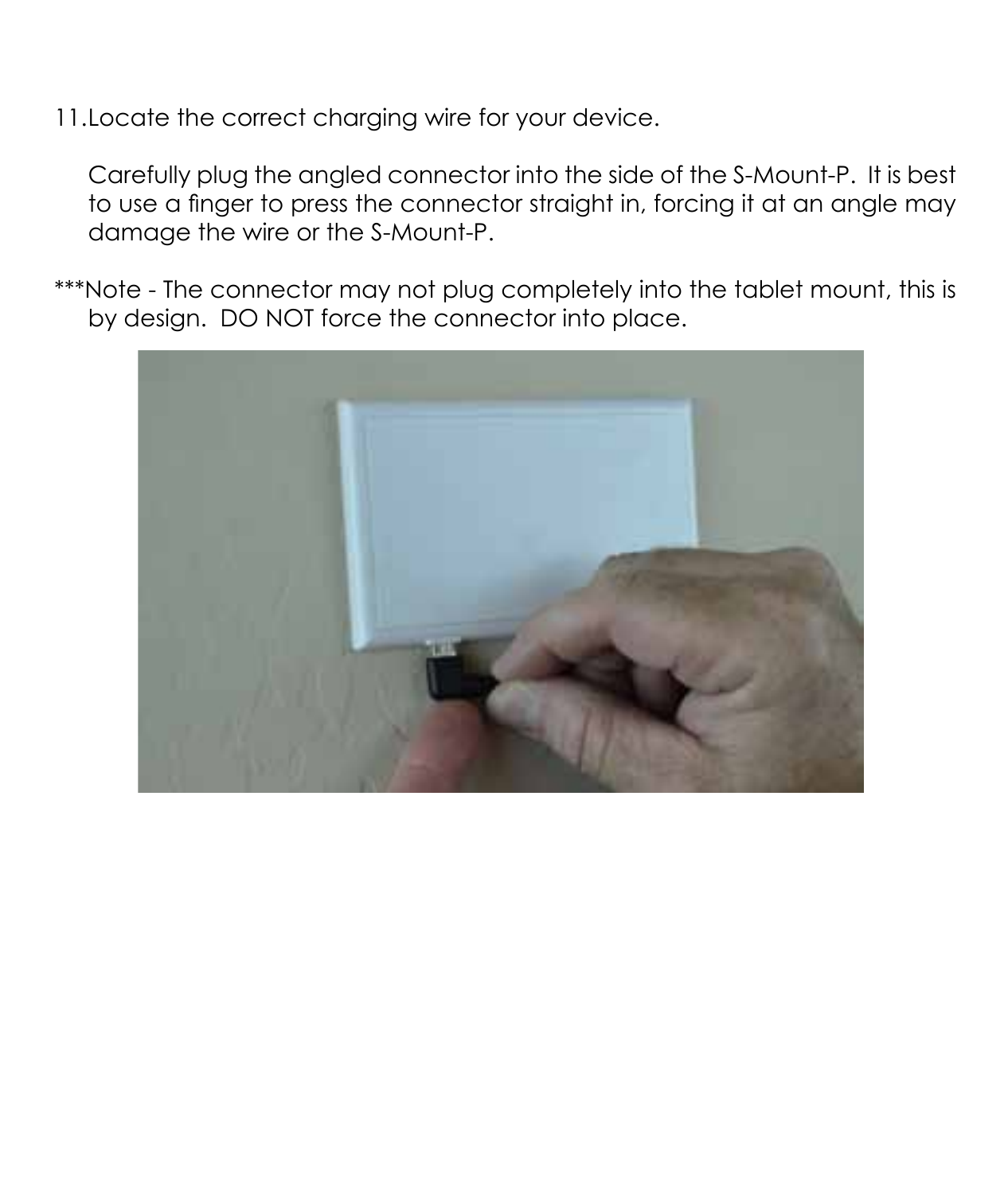11. Locate the correct charging wire for your device.

    Carefully plug the angled connector into the side of the S-Mount-P. It is best to use a finger to press the connector straight in, forcing it at an angle may damage the wire or the S-Mount-P.

***Note - The connector may not plug completely into the tablet mount, this is by design. DO NOT force the connector into place.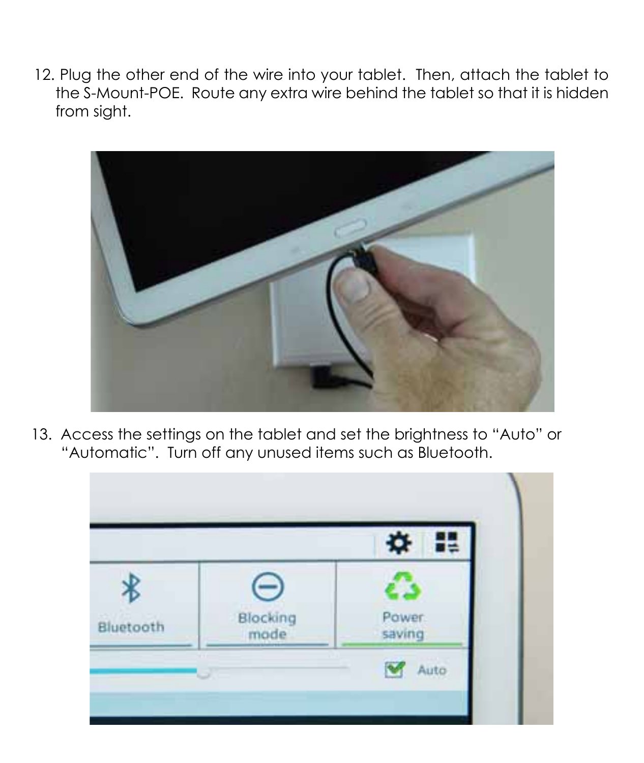12. Plug the other end of the wire into your tablet. Then, attach the tablet to the S-Mount-POE. Route any extra wire behind the tablet so that it is hidden from sight.

13. Access the settings on the tablet and set the brightness to "Auto" or "Automatic". Turn off any unused items such as Bluetooth.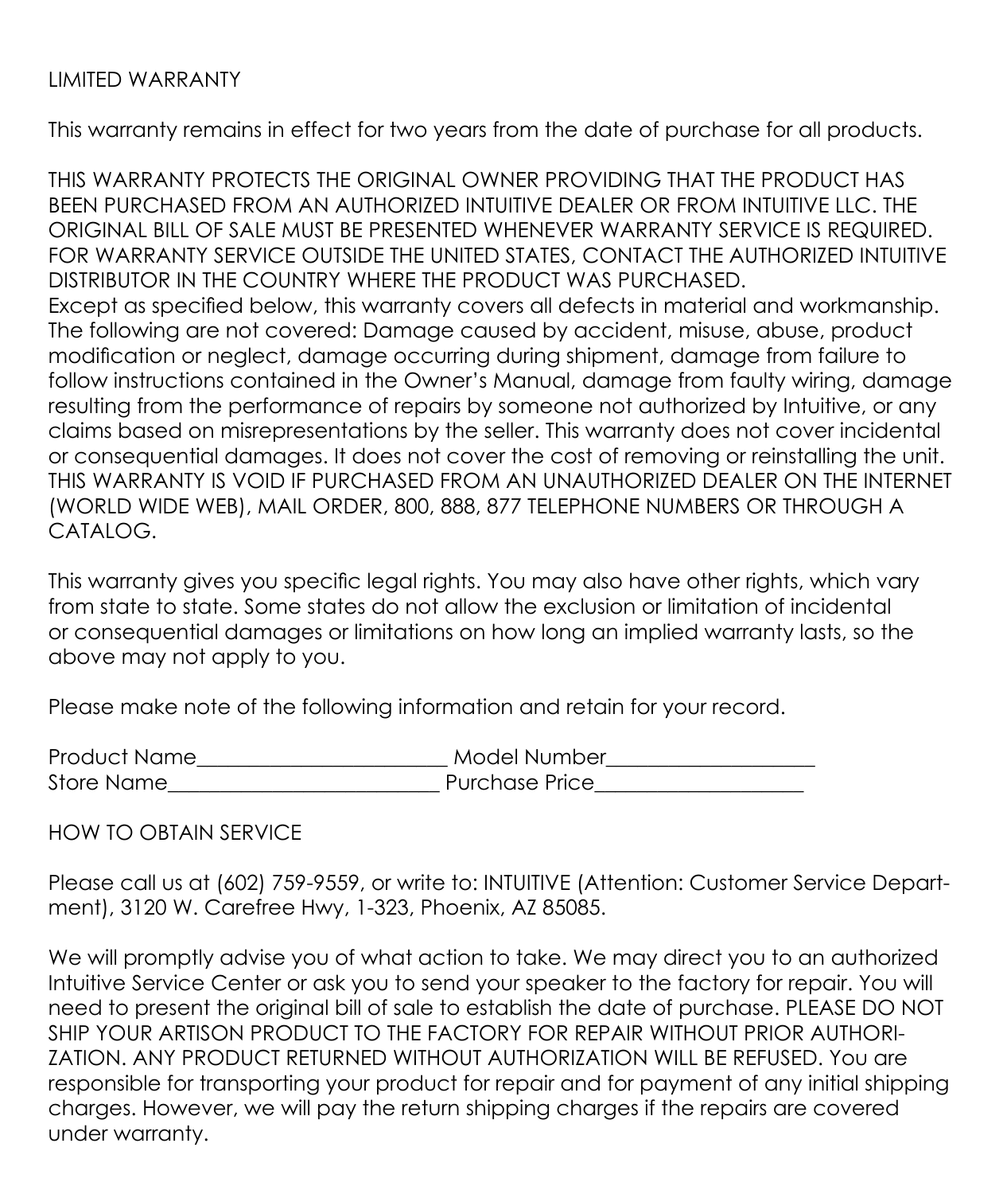# LIMITED WARRANTY

This warranty remains in effect for two years from the date of purchase for all products.

THIS WARRANTY PROTECTS THE ORIGINAL OWNER PROVIDING THAT THE PRODUCT HAS BEEN PURCHASED FROM AN AUTHORIZED INTUITIVE DEALER OR FROM INTUITIVE LLC. THE ORIGINAL BILL OF SALE MUST BE PRESENTED WHENEVER WARRANTY SERVICE IS REQUIRED. FOR WARRANTY SERVICE OUTSIDE THE UNITED STATES, CONTACT THE AUTHORIZED INTUITIVE DISTRIBUTOR IN THE COUNTRY WHERE THE PRODUCT WAS PURCHASED.
Except as specified below, this warranty covers all defects in material and workmanship. The following are not covered: Damage caused by accident, misuse, abuse, product modification or neglect, damage occurring during shipment, damage from failure to follow instructions contained in the Owner's Manual, damage from faulty wiring, damage resulting from the performance of repairs by someone not authorized by Intuitive, or any claims based on misrepresentations by the seller. This warranty does not cover incidental or consequential damages. It does not cover the cost of removing or reinstalling the unit. THIS WARRANTY IS VOID IF PURCHASED FROM AN UNAUTHORIZED DEALER ON THE INTERNET (WORLD WIDE WEB), MAIL ORDER, 800, 888, 877 TELEPHONE NUMBERS OR THROUGH A CATALOG.

This warranty gives you specific legal rights. You may also have other rights, which vary from state to state. Some states do not allow the exclusion or limitation of incidental or consequential damages or limitations on how long an implied warranty lasts, so the above may not apply to you.

Please make note of the following information and retain for your record.

Product Name_______________________ Model Number___________________
Store Name_________________________ Purchase Price___________________

# HOW TO OBTAIN SERVICE

Please call us at (602) 759-9559, or write to: INTUITIVE (Attention: Customer Service Department), 3120 W. Carefree Hwy, 1-323, Phoenix, AZ 85085.

We will promptly advise you of what action to take. We may direct you to an authorized Intuitive Service Center or ask you to send your speaker to the factory for repair. You will need to present the original bill of sale to establish the date of purchase. PLEASE DO NOT SHIP YOUR ARTISON PRODUCT TO THE FACTORY FOR REPAIR WITHOUT PRIOR AUTHORIZATION. ANY PRODUCT RETURNED WITHOUT AUTHORIZATION WILL BE REFUSED. You are responsible for transporting your product for repair and for payment of any initial shipping charges. However, we will pay the return shipping charges if the repairs are covered under warranty.